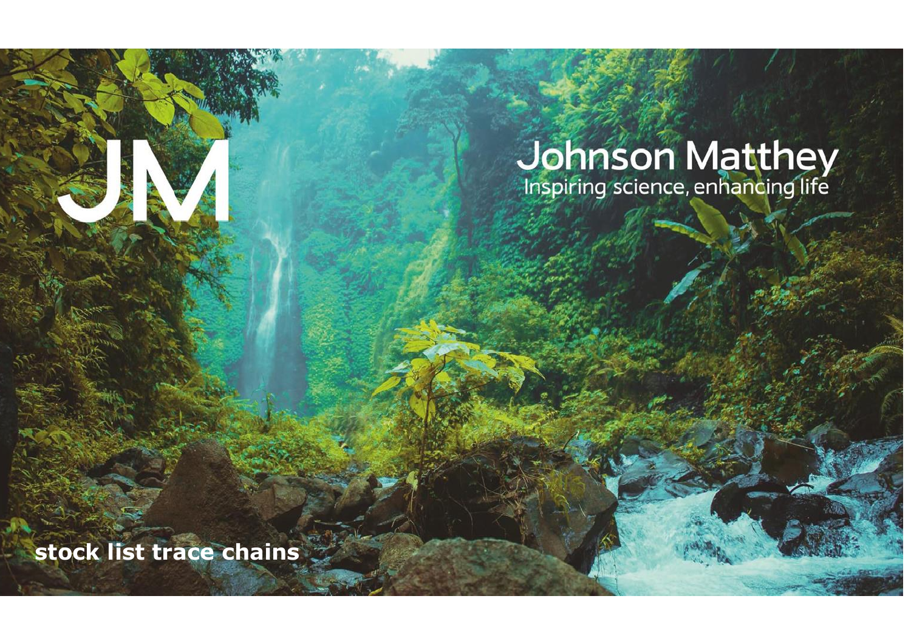JM

# Johnson Matthey

Inspiring science, enhancing life

**stock list trace chains**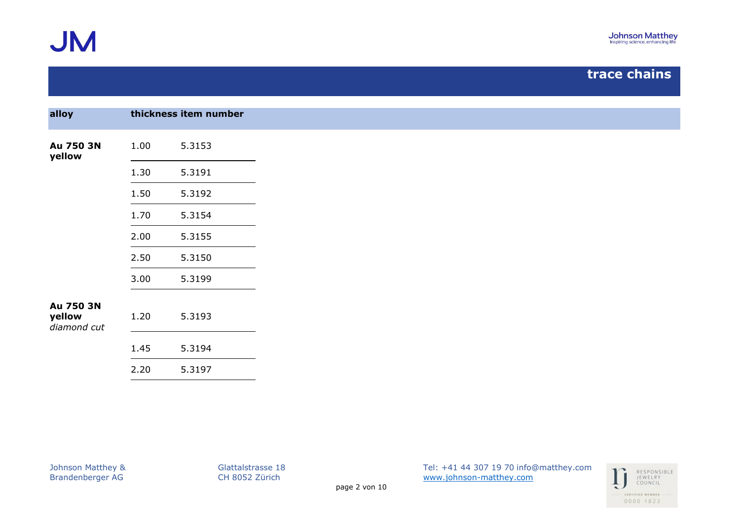## trace chains

| alloy | thickness | item number |
|---|---|---|
| **Au 750 3N yellow** | 1.00 | 5.3153 |
| | 1.30 | 5.3191 |
| | 1.50 | 5.3192 |
| | 1.70 | 5.3154 |
| | 2.00 | 5.3155 |
| | 2.50 | 5.3150 |
| | 3.00 | 5.3199 |
| **Au 750 3N yellow** *diamond cut* | 1.20 | 5.3193 |
| | 1.45 | 5.3194 |
| | 2.20 | 5.3197 |

Johnson Matthey & Brandenberger AG
Glattalstrasse 18
CH 8052 Zürich
Tel: +41 44 307 19 70 info@matthey.com
www.johnson-matthey.com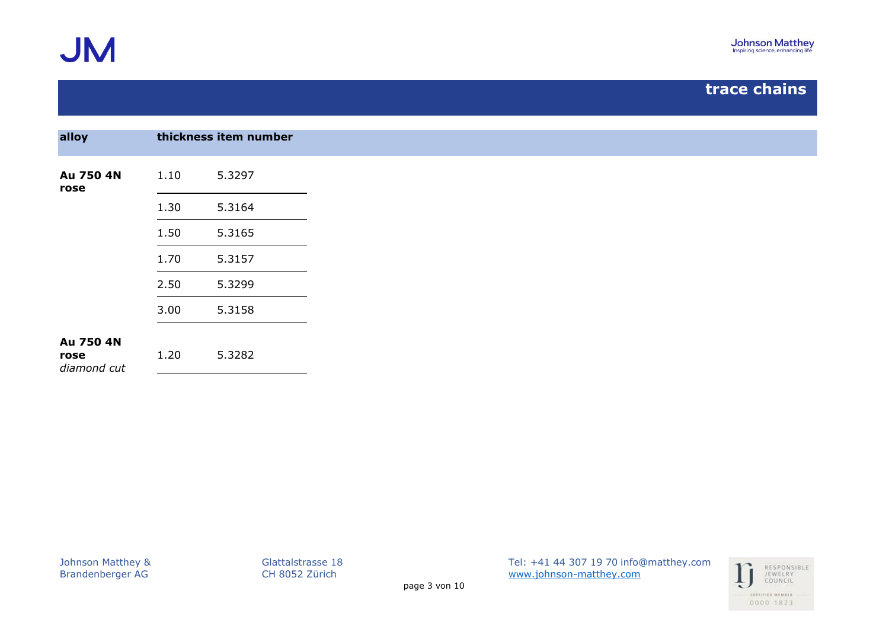# trace chains

| alloy | thickness | item number |
| --- | --- | --- |
| **Au 750 4N rose** | 1.10 | 5.3297 |
| | 1.30 | 5.3164 |
| | 1.50 | 5.3165 |
| | 1.70 | 5.3157 |
| | 2.50 | 5.3299 |
| | 3.00 | 5.3158 |
| **Au 750 4N rose** *diamond cut* | 1.20 | 5.3282 |

Johnson Matthey & Brandenberger AG

Glattalstrasse 18
CH 8052 Zürich

Tel: +41 44 307 19 70 info@matthey.com
www.johnson-matthey.com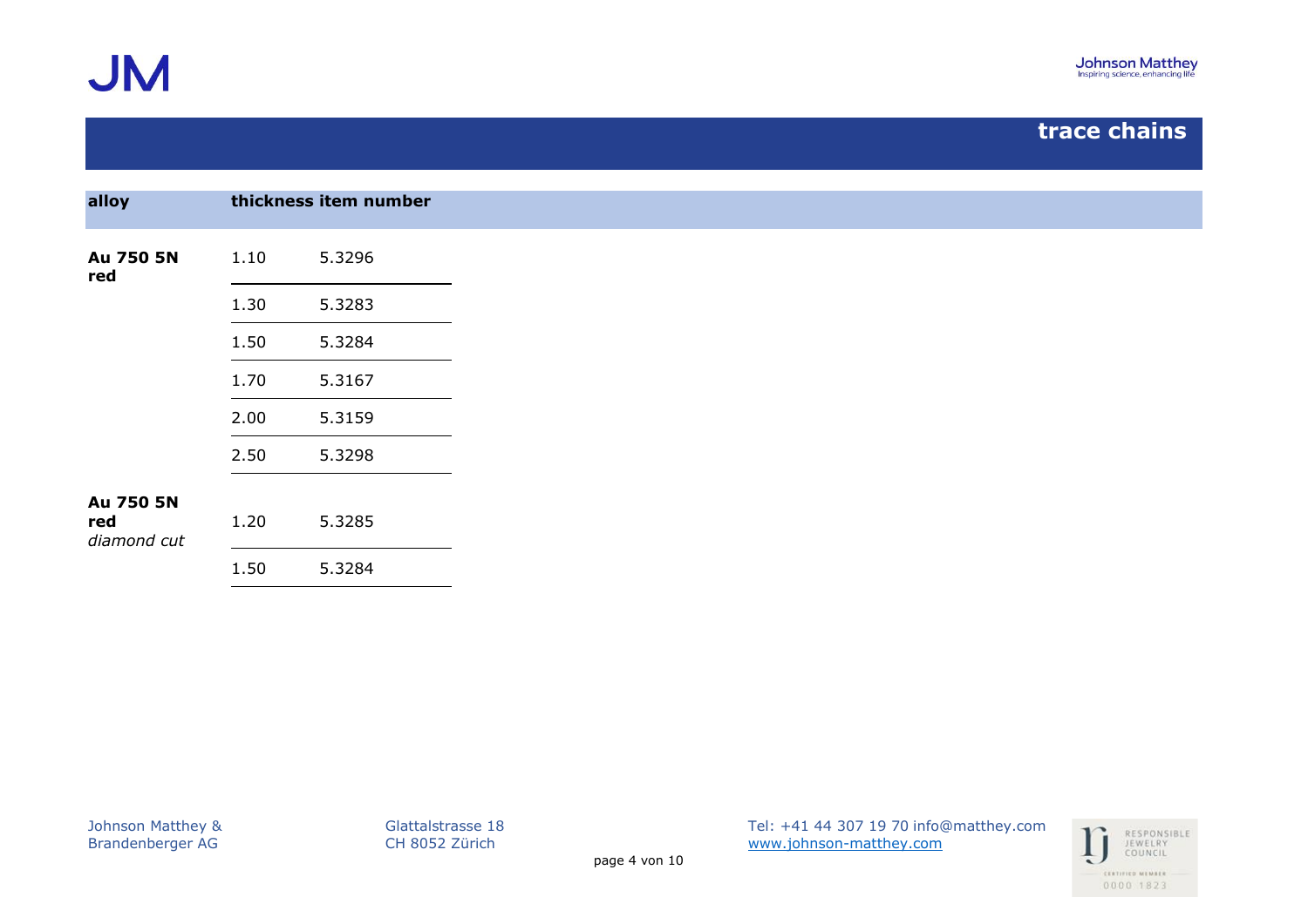# trace chains

| alloy | thickness | item number |
|---|---|---|
| **Au 750 5N red** | 1.10 | 5.3296 |
| | 1.30 | 5.3283 |
| | 1.50 | 5.3284 |
| | 1.70 | 5.3167 |
| | 2.00 | 5.3159 |
| | 2.50 | 5.3298 |
| **Au 750 5N red** *diamond cut* | 1.20 | 5.3285 |
| | 1.50 | 5.3284 |

Johnson Matthey & Brandenberger AG

Glattalstrasse 18
CH 8052 Zürich

Tel: +41 44 307 19 70 info@matthey.com
www.johnson-matthey.com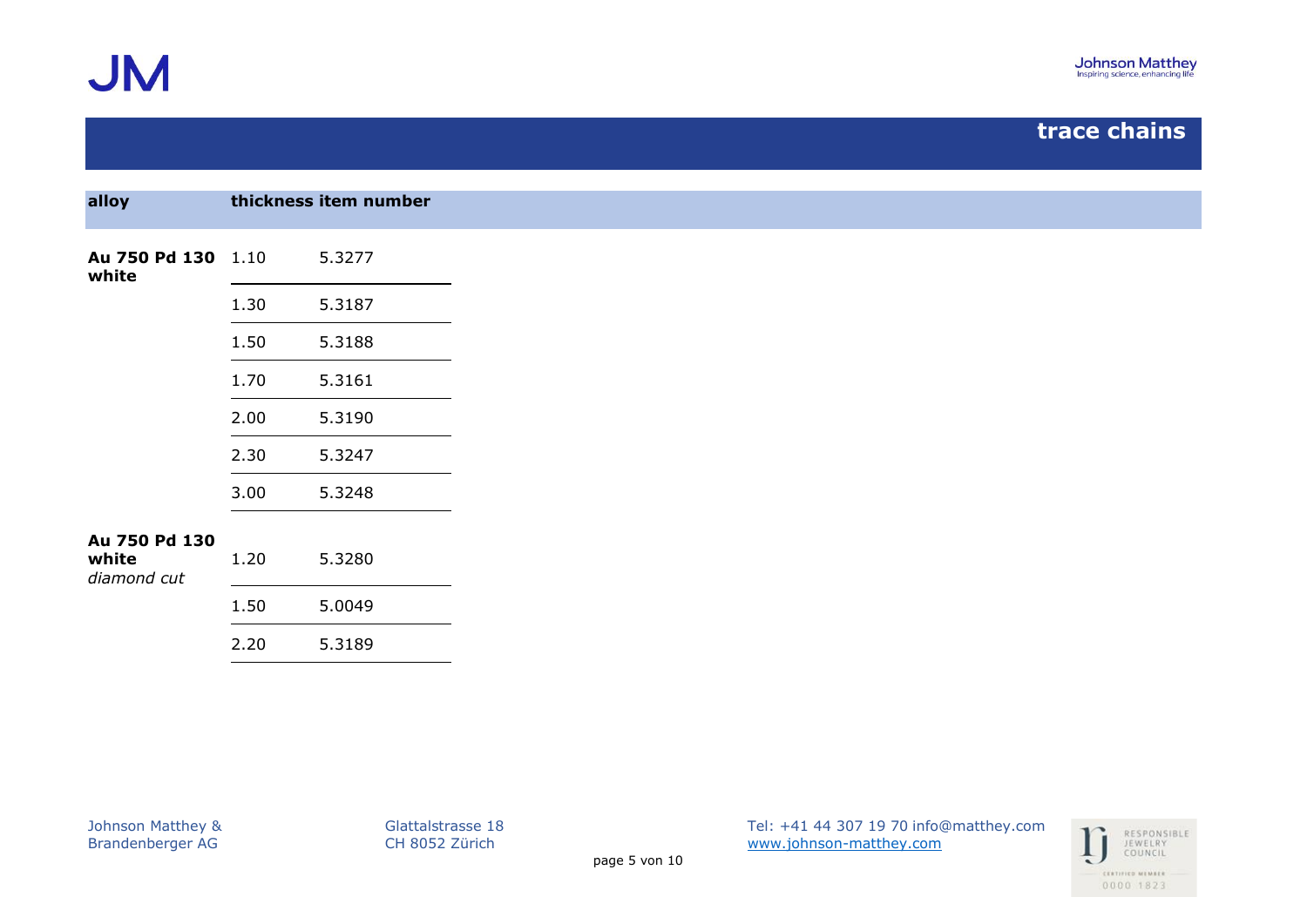# trace chains

| alloy | thickness | item number |
|---|---|---|
| **Au 750 Pd 130 white** | 1.10 | 5.3277 |
| | 1.30 | 5.3187 |
| | 1.50 | 5.3188 |
| | 1.70 | 5.3161 |
| | 2.00 | 5.3190 |
| | 2.30 | 5.3247 |
| | 3.00 | 5.3248 |
| **Au 750 Pd 130 white** *diamond cut* | 1.20 | 5.3280 |
| | 1.50 | 5.0049 |
| | 2.20 | 5.3189 |

Johnson Matthey & Brandenberger AG

Glattalstrasse 18
CH 8052 Zürich

Tel: +41 44 307 19 70 info@matthey.com
www.johnson-matthey.com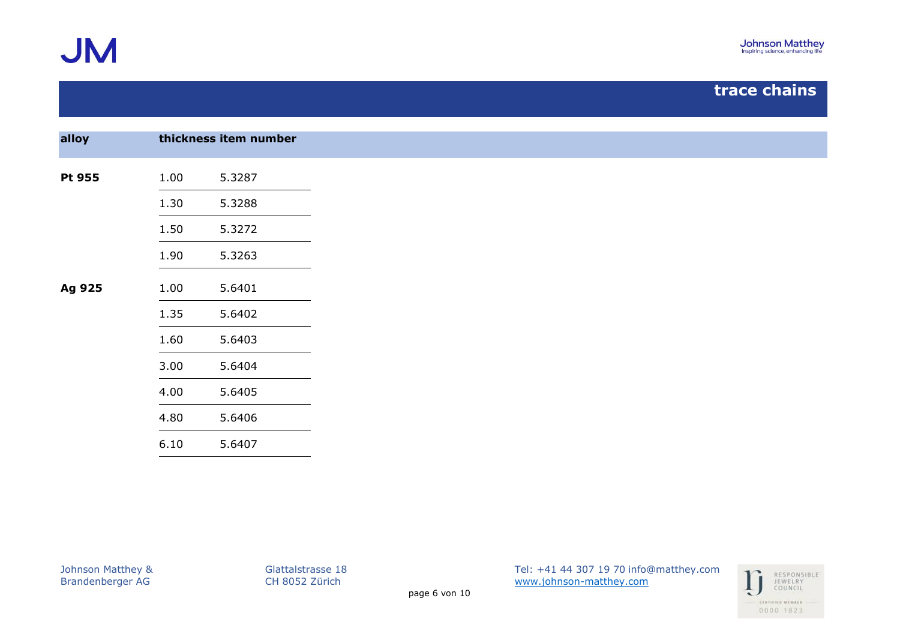# trace chains

| alloy | thickness | item number |
|---|---|---|
| **Pt 955** | 1.00 | 5.3287 |
| | 1.30 | 5.3288 |
| | 1.50 | 5.3272 |
| | 1.90 | 5.3263 |
| **Ag 925** | 1.00 | 5.6401 |
| | 1.35 | 5.6402 |
| | 1.60 | 5.6403 |
| | 3.00 | 5.6404 |
| | 4.00 | 5.6405 |
| | 4.80 | 5.6406 |
| | 6.10 | 5.6407 |

Johnson Matthey & Brandenberger AG
Glattalstrasse 18
CH 8052 Zürich
Tel: +41 44 307 19 70 info@matthey.com
www.johnson-matthey.com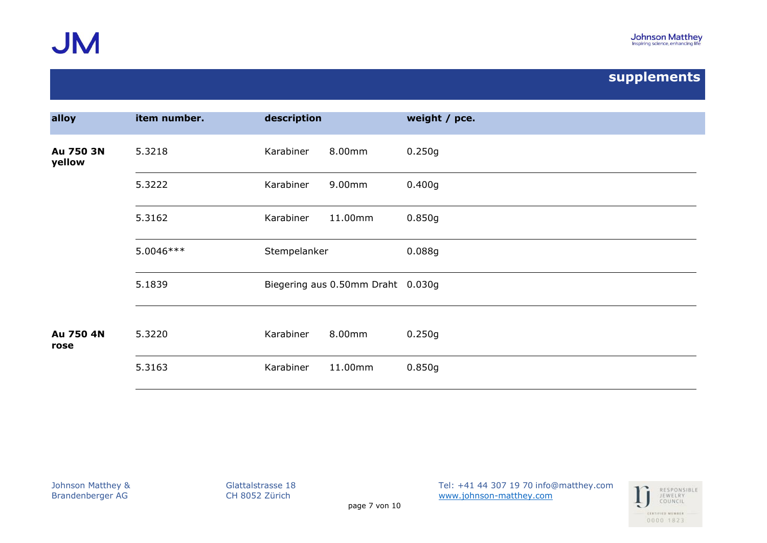## supplements

| alloy | item number. | description | weight / pce. |
|---|---|---|---|
| **Au 750 3N yellow** | 5.3218 | Karabiner 8.00mm | 0.250g |
| | 5.3222 | Karabiner 9.00mm | 0.400g |
| | 5.3162 | Karabiner 11.00mm | 0.850g |
| | 5.0046*** | Stempelanker | 0.088g |
| | 5.1839 | Biegering aus 0.50mm Draht | 0.030g |
| **Au 750 4N rose** | 5.3220 | Karabiner 8.00mm | 0.250g |
| | 5.3163 | Karabiner 11.00mm | 0.850g |

Johnson Matthey & Brandenberger AG
Glattalstrasse 18
CH 8052 Zürich
Tel: +41 44 307 19 70 info@matthey.com
www.johnson-matthey.com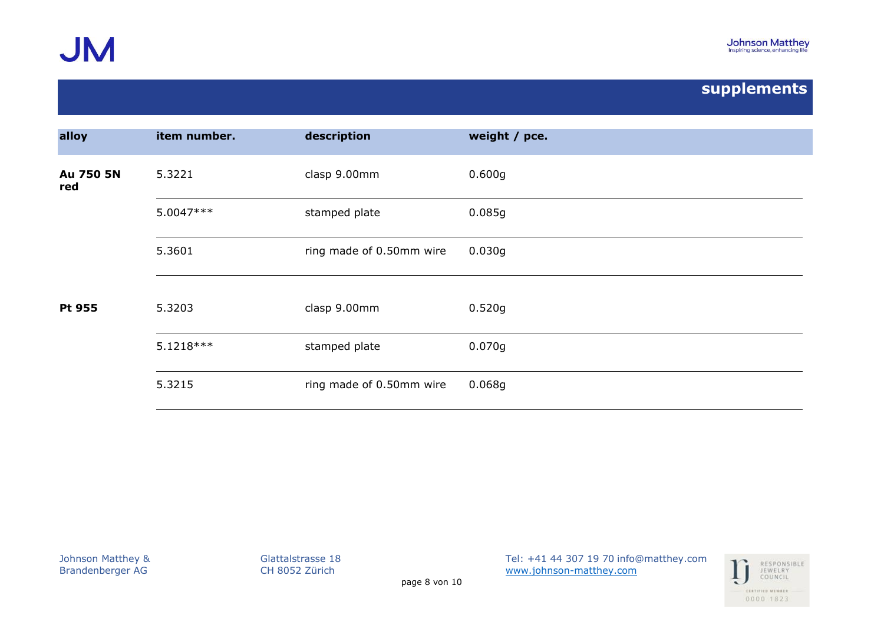## supplements

| alloy | item number. | description | weight / pce. |
|---|---|---|---|
| **Au 750 5N red** | 5.3221 | clasp 9.00mm | 0.600g |
| | 5.0047*** | stamped plate | 0.085g |
| | 5.3601 | ring made of 0.50mm wire | 0.030g |
| **Pt 955** | 5.3203 | clasp 9.00mm | 0.520g |
| | 5.1218*** | stamped plate | 0.070g |
| | 5.3215 | ring made of 0.50mm wire | 0.068g |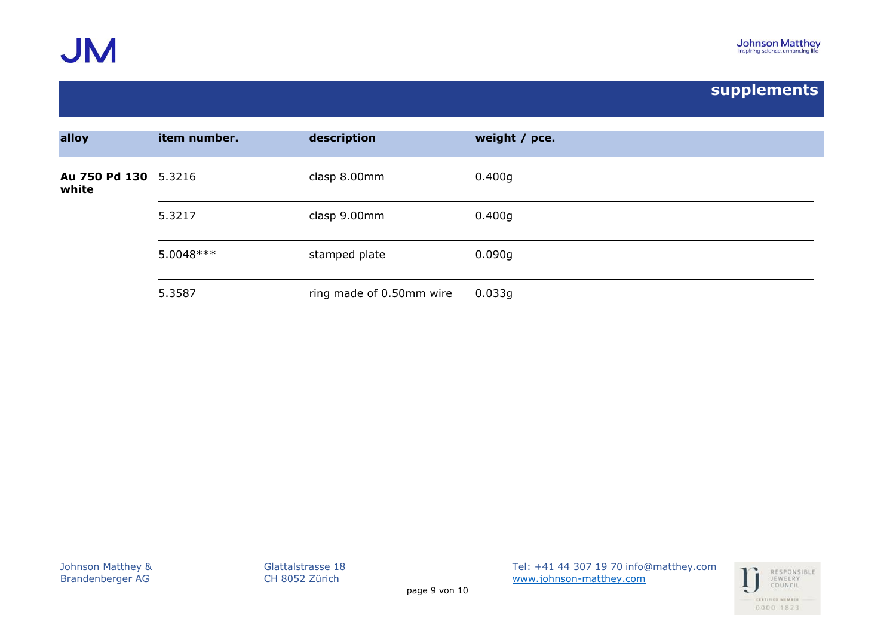## supplements

| alloy | item number. | description | weight / pce. |
|---|---|---|---|
| **Au 750 Pd 130 white** | 5.3216 | clasp 8.00mm | 0.400g |
| | 5.3217 | clasp 9.00mm | 0.400g |
| | 5.0048*** | stamped plate | 0.090g |
| | 5.3587 | ring made of 0.50mm wire | 0.033g |

Johnson Matthey & Brandenberger AG

Glattalstrasse 18
CH 8052 Zürich

Tel: +41 44 307 19 70 info@matthey.com
www.johnson-matthey.com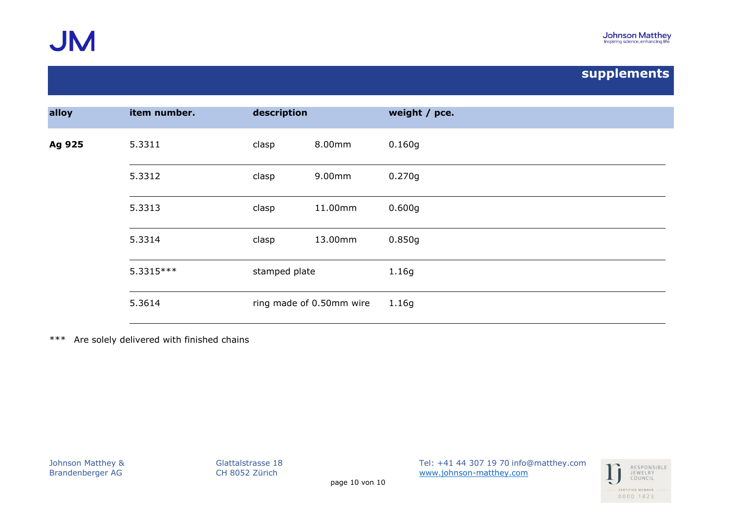## supplements

| alloy | item number. | description | | weight / pce. |
|---|---|---|---|---|
| **Ag 925** | 5.3311 | clasp | 8.00mm | 0.160g |
| | 5.3312 | clasp | 9.00mm | 0.270g |
| | 5.3313 | clasp | 11.00mm | 0.600g |
| | 5.3314 | clasp | 13.00mm | 0.850g |
| | 5.3315*** | stamped plate | | 1.16g |
| | 5.3614 | ring made of 0.50mm wire | | 1.16g |

*** Are solely delivered with finished chains

Johnson Matthey & Brandenberger AG
Glattalstrasse 18
CH 8052 Zürich
Tel: +41 44 307 19 70 info@matthey.com
www.johnson-matthey.com